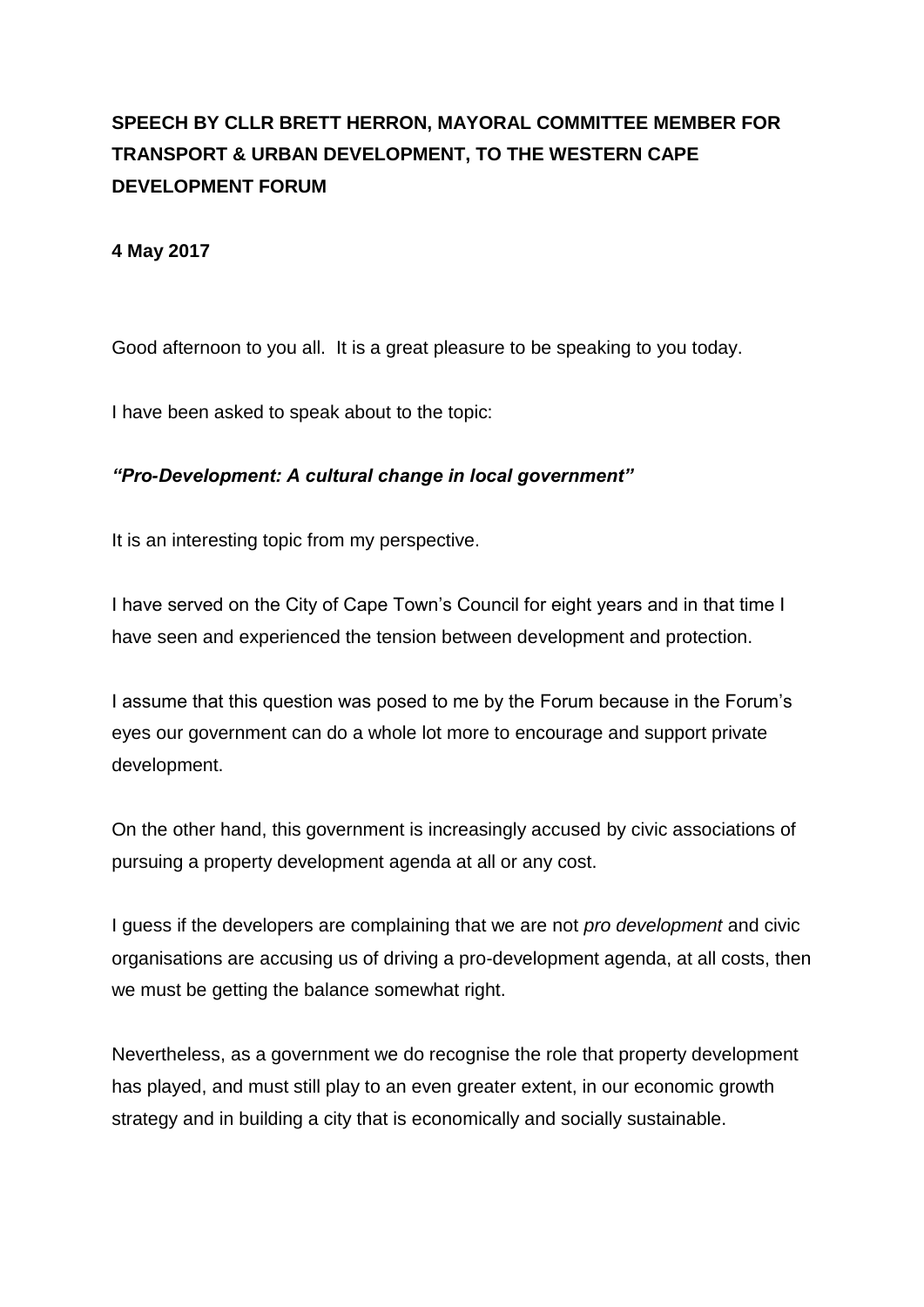**SPEECH BY CLLR BRETT HERRON, MAYORAL COMMITTEE MEMBER FOR TRANSPORT & URBAN DEVELOPMENT, TO THE WESTERN CAPE DEVELOPMENT FORUM**

**4 May 2017**

Good afternoon to you all. It is a great pleasure to be speaking to you today.

I have been asked to speak about to the topic:

***"Pro-Development: A cultural change in local government"***

It is an interesting topic from my perspective.

I have served on the City of Cape Town's Council for eight years and in that time I have seen and experienced the tension between development and protection.

I assume that this question was posed to me by the Forum because in the Forum's eyes our government can do a whole lot more to encourage and support private development.

On the other hand, this government is increasingly accused by civic associations of pursuing a property development agenda at all or any cost.

I guess if the developers are complaining that we are not *pro development* and civic organisations are accusing us of driving a pro-development agenda, at all costs, then we must be getting the balance somewhat right.

Nevertheless, as a government we do recognise the role that property development has played, and must still play to an even greater extent, in our economic growth strategy and in building a city that is economically and socially sustainable.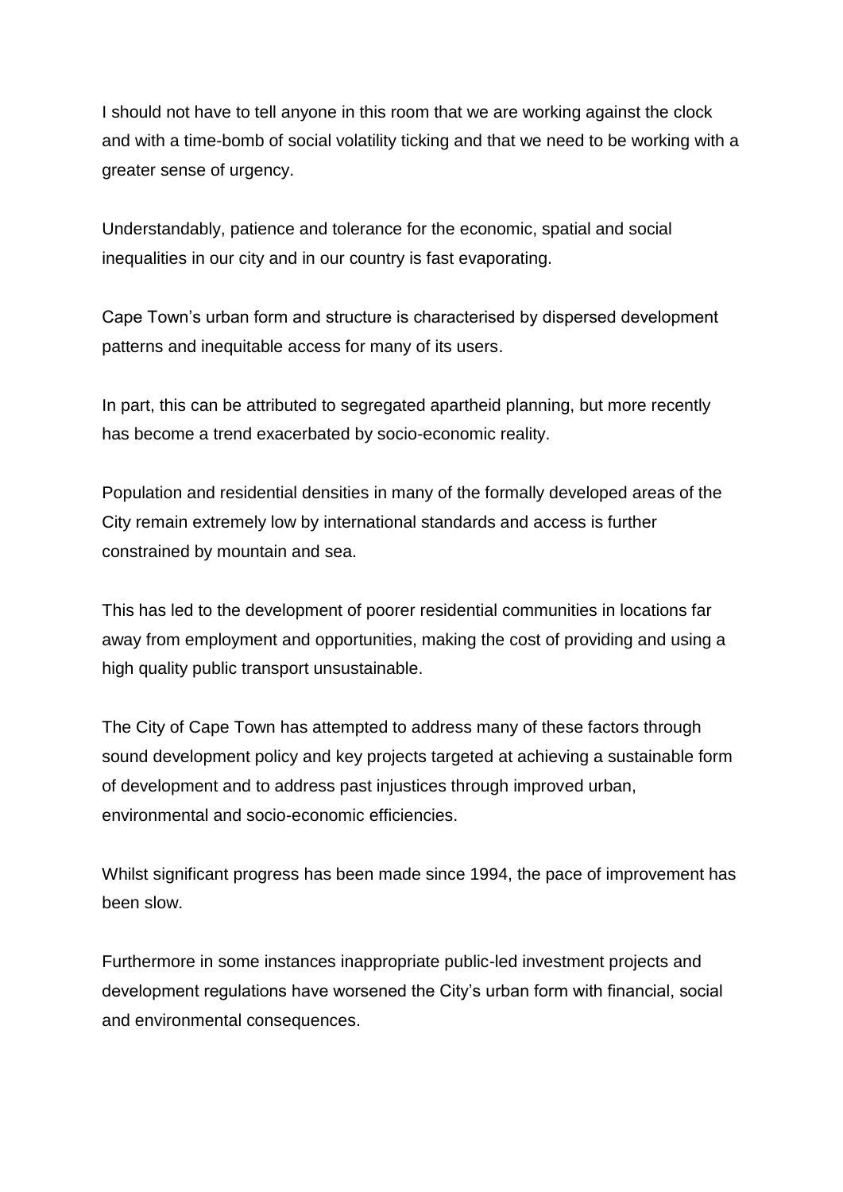I should not have to tell anyone in this room that we are working against the clock and with a time-bomb of social volatility ticking and that we need to be working with a greater sense of urgency.

Understandably, patience and tolerance for the economic, spatial and social inequalities in our city and in our country is fast evaporating.

Cape Town's urban form and structure is characterised by dispersed development patterns and inequitable access for many of its users.

In part, this can be attributed to segregated apartheid planning, but more recently has become a trend exacerbated by socio-economic reality.

Population and residential densities in many of the formally developed areas of the City remain extremely low by international standards and access is further constrained by mountain and sea.

This has led to the development of poorer residential communities in locations far away from employment and opportunities, making the cost of providing and using a high quality public transport unsustainable.

The City of Cape Town has attempted to address many of these factors through sound development policy and key projects targeted at achieving a sustainable form of development and to address past injustices through improved urban, environmental and socio-economic efficiencies.

Whilst significant progress has been made since 1994, the pace of improvement has been slow.

Furthermore in some instances inappropriate public-led investment projects and development regulations have worsened the City's urban form with financial, social and environmental consequences.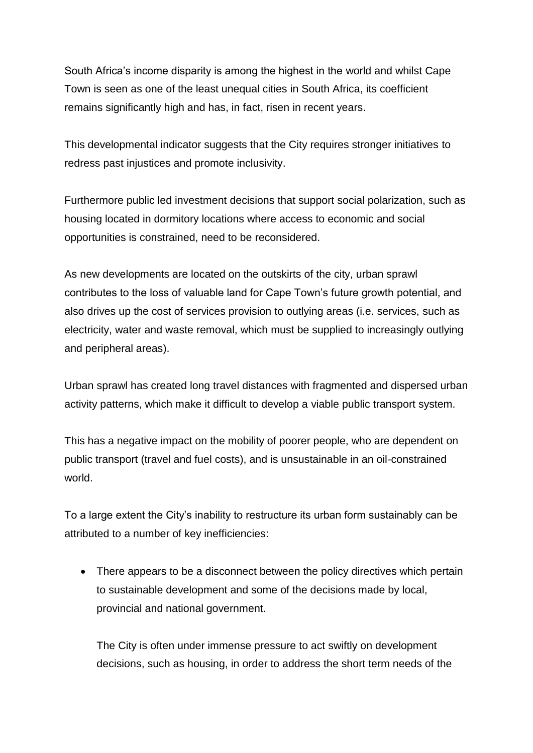South Africa's income disparity is among the highest in the world and whilst Cape Town is seen as one of the least unequal cities in South Africa, its coefficient remains significantly high and has, in fact, risen in recent years.

This developmental indicator suggests that the City requires stronger initiatives to redress past injustices and promote inclusivity.

Furthermore public led investment decisions that support social polarization, such as housing located in dormitory locations where access to economic and social opportunities is constrained, need to be reconsidered.

As new developments are located on the outskirts of the city, urban sprawl contributes to the loss of valuable land for Cape Town's future growth potential, and also drives up the cost of services provision to outlying areas (i.e. services, such as electricity, water and waste removal, which must be supplied to increasingly outlying and peripheral areas).

Urban sprawl has created long travel distances with fragmented and dispersed urban activity patterns, which make it difficult to develop a viable public transport system.

This has a negative impact on the mobility of poorer people, who are dependent on public transport (travel and fuel costs), and is unsustainable in an oil-constrained world.

To a large extent the City's inability to restructure its urban form sustainably can be attributed to a number of key inefficiencies:

- There appears to be a disconnect between the policy directives which pertain to sustainable development and some of the decisions made by local, provincial and national government.

  The City is often under immense pressure to act swiftly on development decisions, such as housing, in order to address the short term needs of the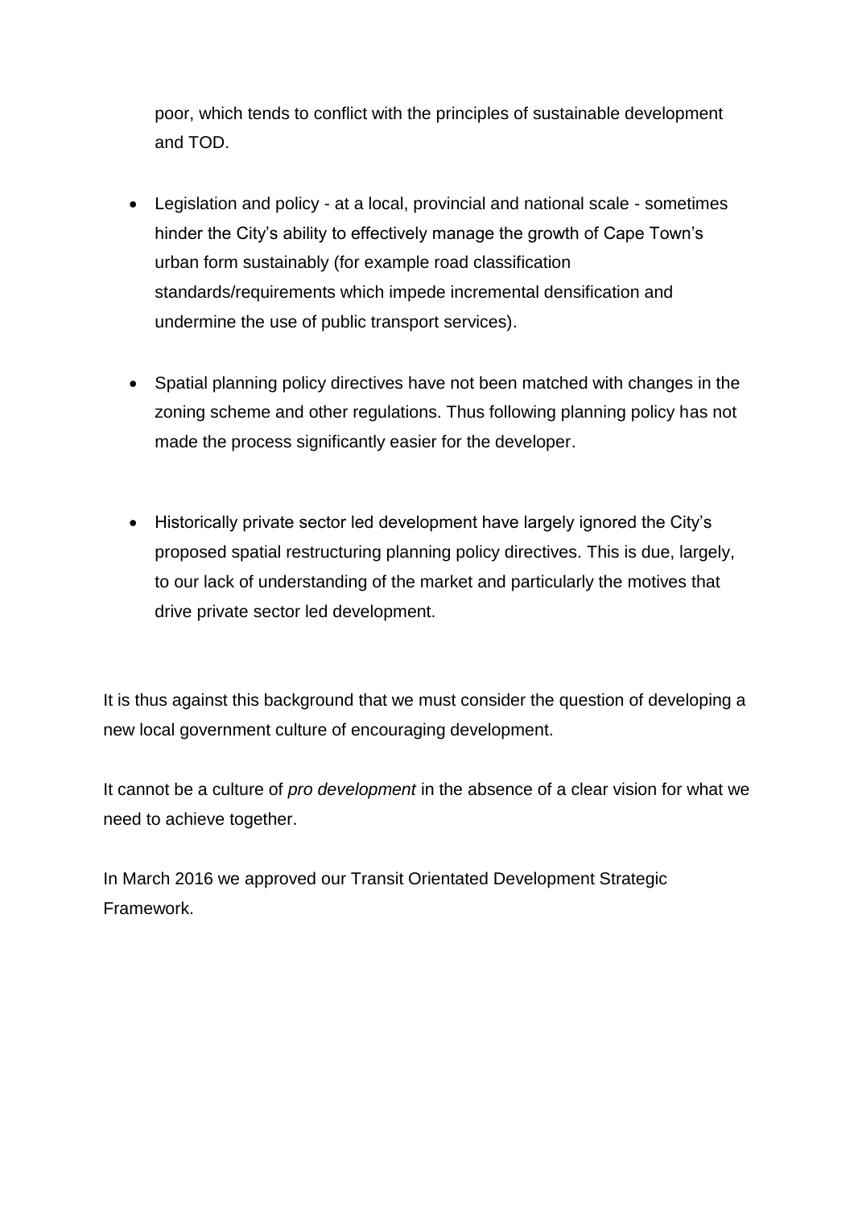poor, which tends to conflict with the principles of sustainable development and TOD.

- Legislation and policy - at a local, provincial and national scale - sometimes hinder the City's ability to effectively manage the growth of Cape Town's urban form sustainably (for example road classification standards/requirements which impede incremental densification and undermine the use of public transport services).

- Spatial planning policy directives have not been matched with changes in the zoning scheme and other regulations. Thus following planning policy has not made the process significantly easier for the developer.

- Historically private sector led development have largely ignored the City's proposed spatial restructuring planning policy directives. This is due, largely, to our lack of understanding of the market and particularly the motives that drive private sector led development.

It is thus against this background that we must consider the question of developing a new local government culture of encouraging development.

It cannot be a culture of *pro development* in the absence of a clear vision for what we need to achieve together.

In March 2016 we approved our Transit Orientated Development Strategic Framework.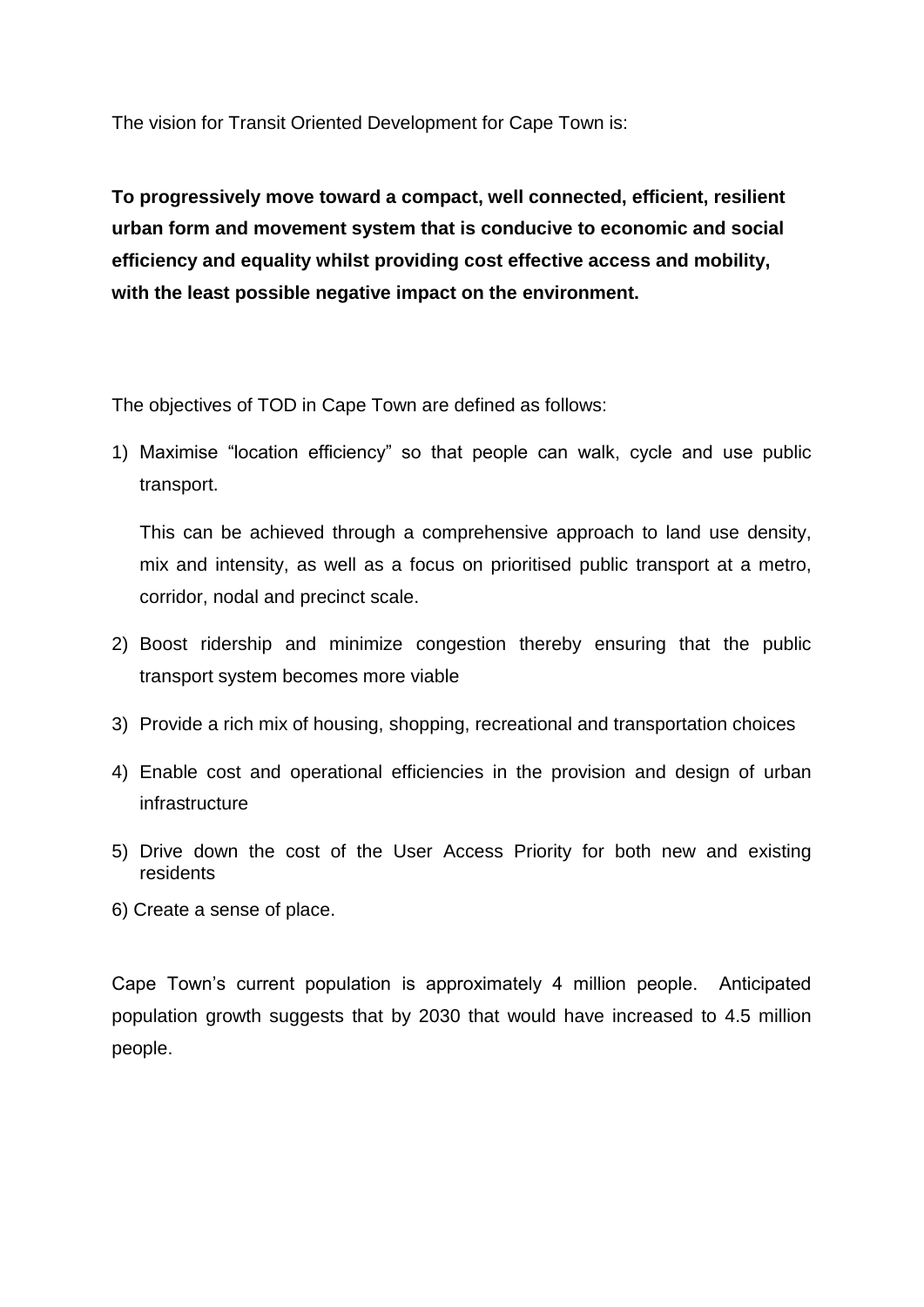The vision for Transit Oriented Development for Cape Town is:

**To progressively move toward a compact, well connected, efficient, resilient urban form and movement system that is conducive to economic and social efficiency and equality whilst providing cost effective access and mobility, with the least possible negative impact on the environment.**

The objectives of TOD in Cape Town are defined as follows:

1) Maximise "location efficiency" so that people can walk, cycle and use public transport.

   This can be achieved through a comprehensive approach to land use density, mix and intensity, as well as a focus on prioritised public transport at a metro, corridor, nodal and precinct scale.

2) Boost ridership and minimize congestion thereby ensuring that the public transport system becomes more viable
3) Provide a rich mix of housing, shopping, recreational and transportation choices
4) Enable cost and operational efficiencies in the provision and design of urban infrastructure
5) Drive down the cost of the User Access Priority for both new and existing residents
6) Create a sense of place.

Cape Town's current population is approximately 4 million people. Anticipated population growth suggests that by 2030 that would have increased to 4.5 million people.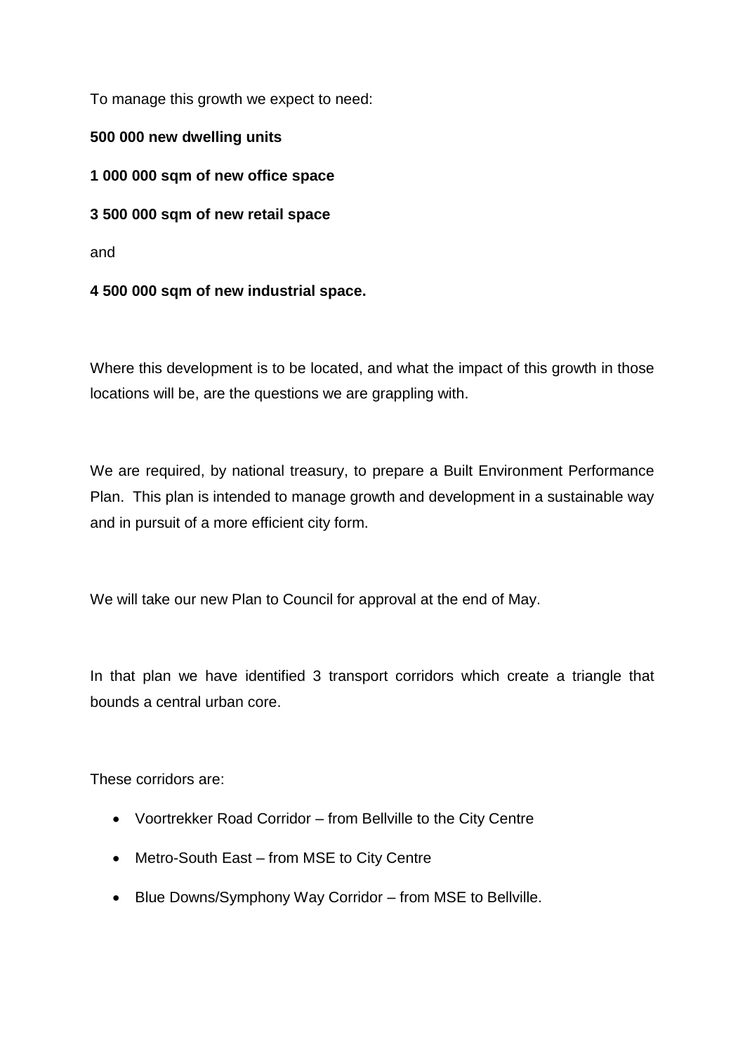To manage this growth we expect to need:

**500 000 new dwelling units**

**1 000 000 sqm of new office space**

**3 500 000 sqm of new retail space**

and

**4 500 000 sqm of new industrial space.**

Where this development is to be located, and what the impact of this growth in those locations will be, are the questions we are grappling with.

We are required, by national treasury, to prepare a Built Environment Performance Plan. This plan is intended to manage growth and development in a sustainable way and in pursuit of a more efficient city form.

We will take our new Plan to Council for approval at the end of May.

In that plan we have identified 3 transport corridors which create a triangle that bounds a central urban core.

These corridors are:

- Voortrekker Road Corridor – from Bellville to the City Centre
- Metro-South East – from MSE to City Centre
- Blue Downs/Symphony Way Corridor – from MSE to Bellville.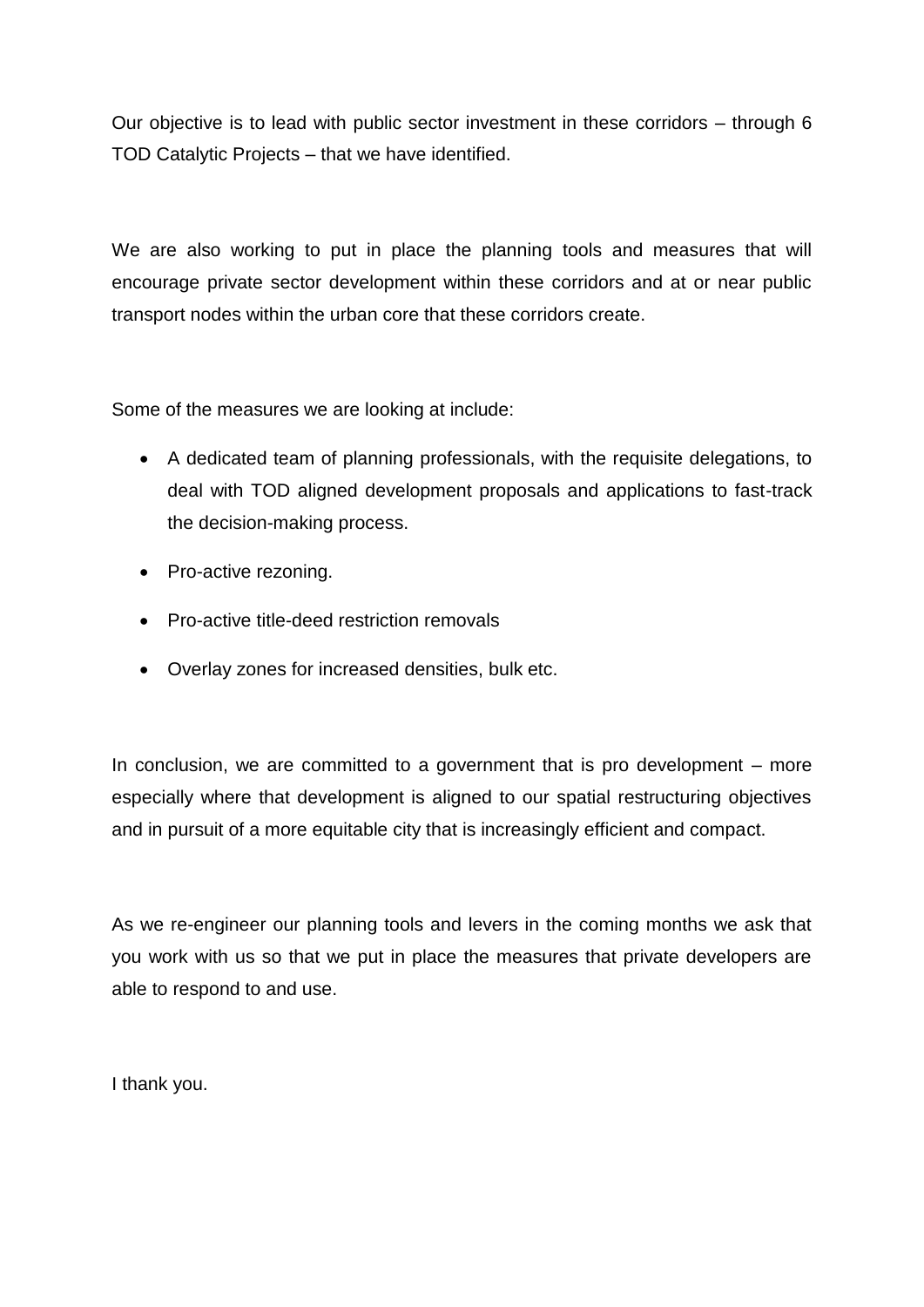Our objective is to lead with public sector investment in these corridors – through 6 TOD Catalytic Projects – that we have identified.

We are also working to put in place the planning tools and measures that will encourage private sector development within these corridors and at or near public transport nodes within the urban core that these corridors create.

Some of the measures we are looking at include:

- A dedicated team of planning professionals, with the requisite delegations, to deal with TOD aligned development proposals and applications to fast-track the decision-making process.
- Pro-active rezoning.
- Pro-active title-deed restriction removals
- Overlay zones for increased densities, bulk etc.

In conclusion, we are committed to a government that is pro development – more especially where that development is aligned to our spatial restructuring objectives and in pursuit of a more equitable city that is increasingly efficient and compact.

As we re-engineer our planning tools and levers in the coming months we ask that you work with us so that we put in place the measures that private developers are able to respond to and use.

I thank you.